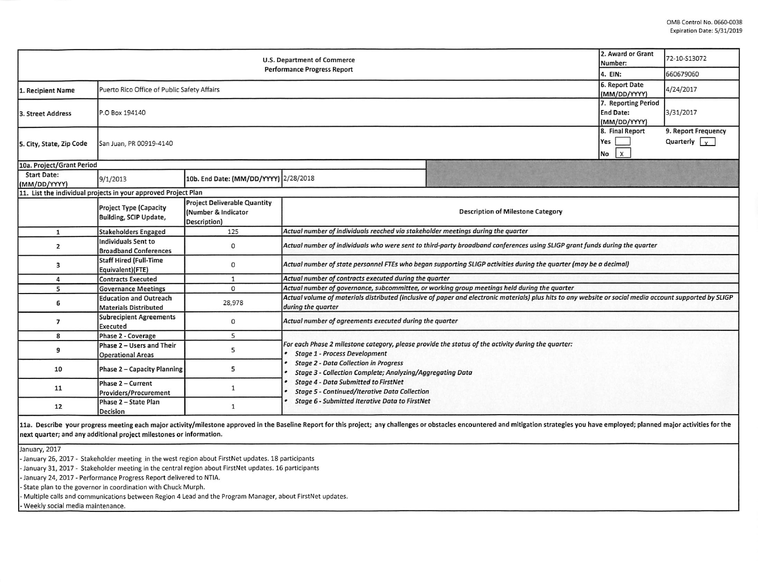OMB Control No. 0660-0038
Expiration Date: 5/31/2019

| U.S. Department of Commerce Performance Progress Report | | 2. Award or Grant Number: | 72-10-S13072 |
|---|---|---|---|
| | | 4. EIN: | 660679060 |
| 1. Recipient Name | Puerto Rico Office of Public Safety Affairs | 6. Report Date (MM/DD/YYYY) | 4/24/2017 |
| 3. Street Address | P.O Box 194140 | 7. Reporting Period End Date: (MM/DD/YYYY) | 3/31/2017 |
| 5. City, State, Zip Code | San Juan, PR 00919-4140 | 8. Final Report Yes [ ] No [x] | 9. Report Frequency Quarterly [x] |

| 10a. Project/Grant Period | | | |
|---|---|---|---|
| Start Date: (MM/DD/YYYY) | 9/1/2013 | 10b. End Date: (MM/DD/YYYY) | 2/28/2018 |

11. List the individual projects in your approved Project Plan

| | Project Type (Capacity Building, SCIP Update, | Project Deliverable Quantity (Number & Indicator Description) | Description of Milestone Category |
|---|---|---|---|
| 1 | Stakeholders Engaged | 125 | *Actual number of individuals reached via stakeholder meetings during the quarter* |
| 2 | Individuals Sent to Broadband Conferences | 0 | *Actual number of individuals who were sent to third-party broadband conferences using SLIGP grant funds during the quarter* |
| 3 | Staff Hired (Full-Time Equivalent)(FTE) | 0 | *Actual number of state personnel FTEs who began supporting SLIGP activities during the quarter (may be a decimal)* |
| 4 | Contracts Executed | 1 | *Actual number of contracts executed during the quarter* |
| 5 | Governance Meetings | 0 | *Actual number of governance, subcommittee, or working group meetings held during the quarter* |
| 6 | Education and Outreach Materials Distributed | 28,978 | *Actual volume of materials distributed (inclusive of paper and electronic materials) plus hits to any website or social media account supported by SLIGP during the quarter* |
| 7 | Subrecipient Agreements Executed | 0 | *Actual number of agreements executed during the quarter* |
| 8 | Phase 2 - Coverage | 5 | *For each Phase 2 milestone category, please provide the status of the activity during the quarter:* <br>• *Stage 1 - Process Development* <br>• *Stage 2 - Data Collection in Progress* <br>• *Stage 3 - Collection Complete; Analyzing/Aggregating Data* <br>• *Stage 4 - Data Submitted to FirstNet* <br>• *Stage 5 - Continued/Iterative Data Collection* <br>• *Stage 6 - Submitted Iterative Data to FirstNet* |
| 9 | Phase 2 – Users and Their Operational Areas | 5 | |
| 10 | Phase 2 – Capacity Planning | 5 | |
| 11 | Phase 2 – Current Providers/Procurement | 1 | |
| 12 | Phase 2 – State Plan Decision | 1 | |

**11a. Describe your progress meeting each major activity/milestone approved in the Baseline Report for this project; any challenges or obstacles encountered and mitigation strategies you have employed; planned major activities for the next quarter; and any additional project milestones or information.**

January, 2017
- January 26, 2017 - Stakeholder meeting in the west region about FirstNet updates. 18 participants
- January 31, 2017 - Stakeholder meeting in the central region about FirstNet updates. 16 participants
- January 24, 2017 - Performance Progress Report delivered to NTIA.
- State plan to the governor in coordination with Chuck Murph.
- Multiple calls and communications between Region 4 Lead and the Program Manager, about FirstNet updates.
- Weekly social media maintenance.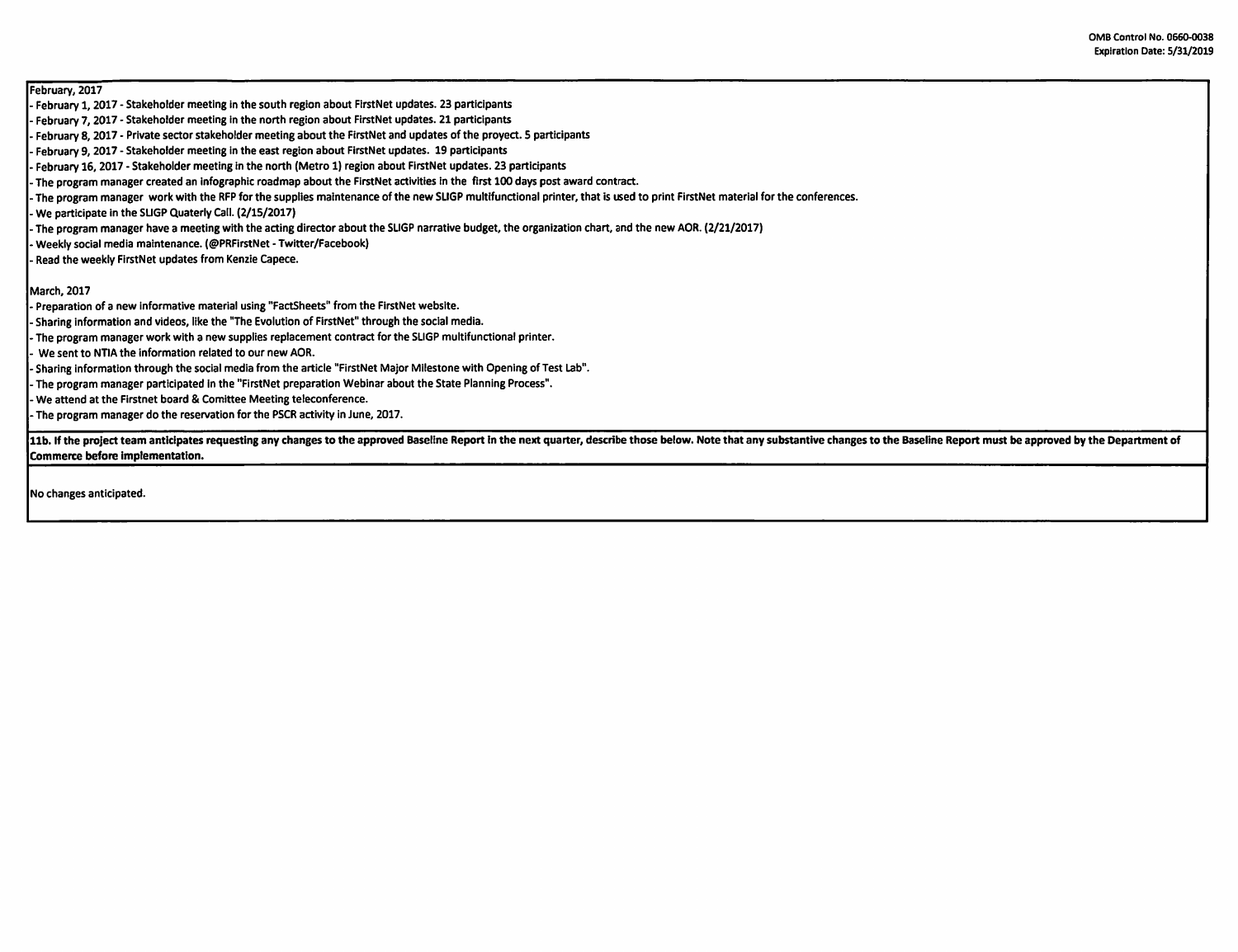February, 2017

- February 1, 2017 - Stakeholder meeting in the south region about FirstNet updates. 23 participants
- February 7, 2017 - Stakeholder meeting in the north region about FirstNet updates. 21 participants
- February 8, 2017 - Private sector stakeholder meeting about the FirstNet and updates of the proyect. 5 participants
- February 9, 2017 - Stakeholder meeting in the east region about FirstNet updates. 19 participants
- February 16, 2017 - Stakeholder meeting in the north (Metro 1) region about FirstNet updates. 23 participants
- The program manager created an infographic roadmap about the FirstNet activities in the first 100 days post award contract.
- The program manager work with the RFP for the supplies maintenance of the new SLIGP multifunctional printer, that is used to print FirstNet material for the conferences.
- We participate in the SLIGP Quaterly Call. (2/15/2017)
- The program manager have a meeting with the acting director about the SLIGP narrative budget, the organization chart, and the new AOR. (2/21/2017)
- Weekly social media maintenance. (@PRFirstNet - Twitter/Facebook)
- Read the weekly FirstNet updates from Kenzie Capece.

March, 2017

- Preparation of a new informative material using "FactSheets" from the FirstNet website.
- Sharing information and videos, like the "The Evolution of FirstNet" through the social media.
- The program manager work with a new supplies replacement contract for the SLIGP multifunctional printer.
- We sent to NTIA the information related to our new AOR.
- Sharing information through the social media from the article "FirstNet Major Milestone with Opening of Test Lab".
- The program manager participated in the "FirstNet preparation Webinar about the State Planning Process".
- We attend at the Firstnet board & Comittee Meeting teleconference.
- The program manager do the reservation for the PSCR activity in June, 2017.

**11b. If the project team anticipates requesting any changes to the approved Baseline Report in the next quarter, describe those below. Note that any substantive changes to the Baseline Report must be approved by the Department of Commerce before implementation.**

No changes anticipated.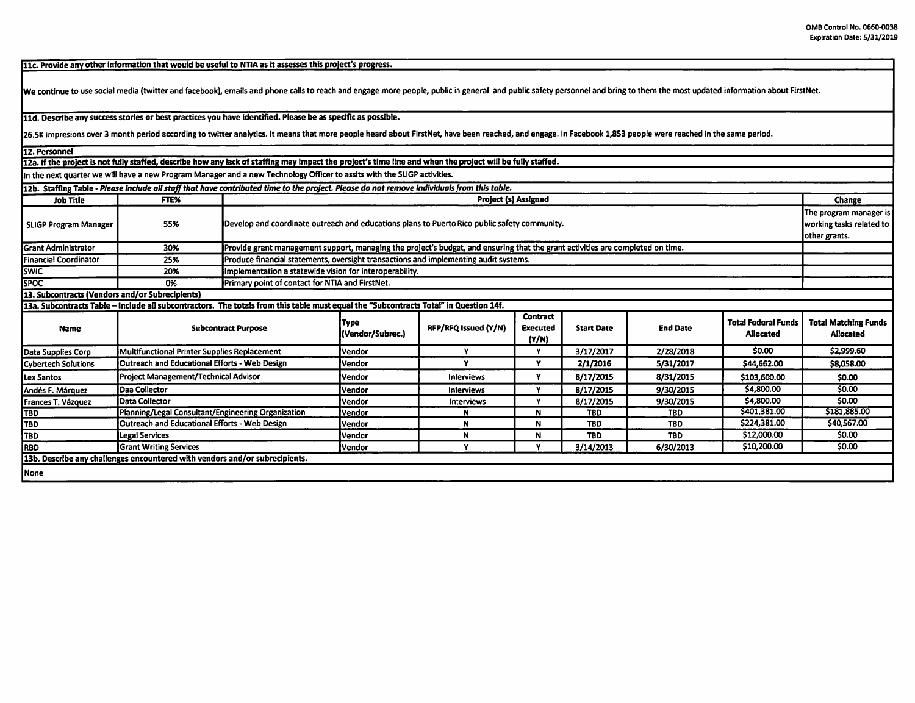**11c. Provide any other information that would be useful to NTIA as it assesses this project's progress.**

We continue to use social media (twitter and facebook), emails and phone calls to reach and engage more people, public in general and public safety personnel and bring to them the most updated information about FirstNet.

**11d. Describe any success stories or best practices you have identified. Please be as specific as possible.**

26.5K impresions over 3 month period according to twitter analytics. It means that more people heard about FirstNet, have been reached, and engage. In Facebook 1,853 people were reached in the same period.

**12. Personnel**

**12a. If the project is not fully staffed, describe how any lack of staffing may impact the project's time line and when the project will be fully staffed.**

In the next quarter we will have a new Program Manager and a new Technology Officer to assits with the SLIGP activities.

**12b. Staffing Table** - *Please include all staff that have contributed time to the project. Please do not remove individuals from this table.*

| Job Title | FTE% | Project (s) Assigned | Change |
|---|---|---|---|
| SLIGP Program Manager | 55% | Develop and coordinate outreach and educations plans to Puerto Rico public safety community. | The program manager is working tasks related to other grants. |
| Grant Administrator | 30% | Provide grant management support, managing the project's budget, and ensuring that the grant activities are completed on time. | |
| Financial Coordinator | 25% | Produce financial statements, oversight transactions and implementing audit systems. | |
| SWIC | 20% | Implementation a statewide vision for interoperability. | |
| SPOC | 0% | Primary point of contact for NTIA and FirstNet. | |

**13. Subcontracts (Vendors and/or Subrecipients)**

**13a. Subcontracts Table – Include all subcontractors. The totals from this table must equal the "Subcontracts Total" in Question 14f.**

| Name | Subcontract Purpose | Type (Vendor/Subrec.) | RFP/RFQ Issued (Y/N) | Contract Executed (Y/N) | Start Date | End Date | Total Federal Funds Allocated | Total Matching Funds Allocated |
|---|---|---|---|---|---|---|---|---|
| Data Supplies Corp | Multifunctional Printer Supplies Replacement | Vendor | Y | Y | 3/17/2017 | 2/28/2018 | $0.00 | $2,999.60 |
| Cybertech Solutions | Outreach and Educational Efforts - Web Design | Vendor | Y | Y | 2/1/2016 | 5/31/2017 | $44,662.00 | $8,058.00 |
| Lex Santos | Project Management/Technical Advisor | Vendor | Interviews | Y | 8/17/2015 | 8/31/2015 | $103,600.00 | $0.00 |
| Andés F. Márquez | Daa Collector | Vendor | Interviews | Y | 8/17/2015 | 9/30/2015 | $4,800.00 | $0.00 |
| Frances T. Vázquez | Data Collector | Vendor | Interviews | Y | 8/17/2015 | 9/30/2015 | $4,800.00 | $0.00 |
| TBD | Planning/Legal Consultant/Engineering Organization | Vendor | N | N | TBD | TBD | $401,381.00 | $181,885.00 |
| TBD | Outreach and Educational Efforts - Web Design | Vendor | N | N | TBD | TBD | $224,381.00 | $40,567.00 |
| TBD | Legal Services | Vendor | N | N | TBD | TBD | $12,000.00 | $0.00 |
| RBD | Grant Writing Services | Vendor | Y | Y | 3/14/2013 | 6/30/2013 | $10,200.00 | $0.00 |

**13b. Describe any challenges encountered with vendors and/or subrecipients.**

None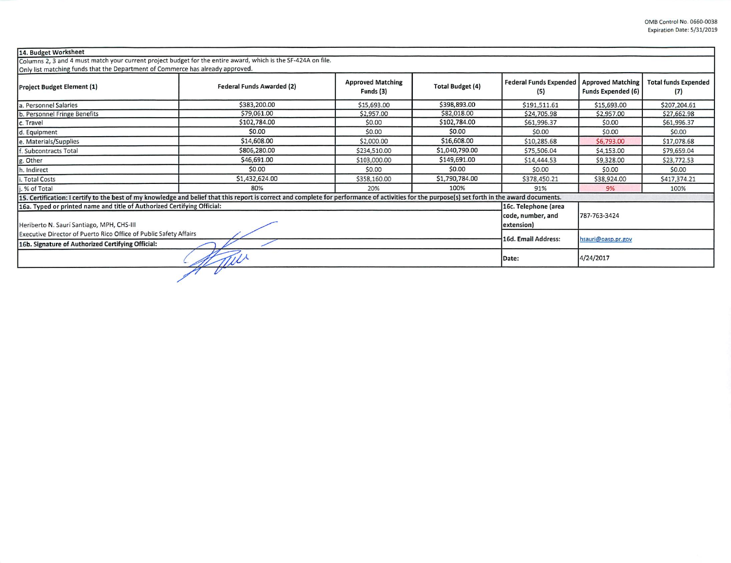OMB Control No. 0660-0038
Expiration Date: 5/31/2019

**14. Budget Worksheet**

Columns 2, 3 and 4 must match your current project budget for the entire award, which is the SF-424A on file.
Only list matching funds that the Department of Commerce has already approved.

| Project Budget Element (1) | Federal Funds Awarded (2) | Approved Matching Funds (3) | Total Budget (4) | Federal Funds Expended (5) | Approved Matching Funds Expended (6) | Total funds Expended (7) |
|---|---|---|---|---|---|---|
| a. Personnel Salaries | $383,200.00 | $15,693.00 | $398,893.00 | $191,511.61 | $15,693.00 | $207,204.61 |
| b. Personnel Fringe Benefits | $79,061.00 | $2,957.00 | $82,018.00 | $24,705.98 | $2,957.00 | $27,662.98 |
| c. Travel | $102,784.00 | $0.00 | $102,784.00 | $61,996.37 | $0.00 | $61,996.37 |
| d. Equipment | $0.00 | $0.00 | $0.00 | $0.00 | $0.00 | $0.00 |
| e. Materials/Supplies | $14,608.00 | $2,000.00 | $16,608.00 | $10,285.68 | $6,793.00 | $17,078.68 |
| f. Subcontracts Total | $806,280.00 | $234,510.00 | $1,040,790.00 | $75,506.04 | $4,153.00 | $79,659.04 |
| g. Other | $46,691.00 | $103,000.00 | $149,691.00 | $14,444.53 | $9,328.00 | $23,772.53 |
| h. Indirect | $0.00 | $0.00 | $0.00 | $0.00 | $0.00 | $0.00 |
| i. Total Costs | $1,432,624.00 | $358,160.00 | $1,790,784.00 | $378,450.21 | $38,924.00 | $417,374.21 |
| j. % of Total | 80% | 20% | 100% | 91% | 9% | 100% |

**15. Certification: I certify to the best of my knowledge and belief that this report is correct and complete for performance of activities for the purpose(s) set forth in the award documents.**

| | | |
|---|---|---|
| **16a. Typed or printed name and title of Authorized Certifying Official:** Heriberto N. Saurí Santiago, MPH, CHS-III, Executive Director of Puerto Rico Office of Public Safety Affairs | **16c. Telephone (area code, number, and extension)** | 787-763-3424 |
| **16b. Signature of Authorized Certifying Official:** | **16d. Email Address:** | hsauri@oasp.pr.gov |
| | **Date:** | 4/24/2017 |